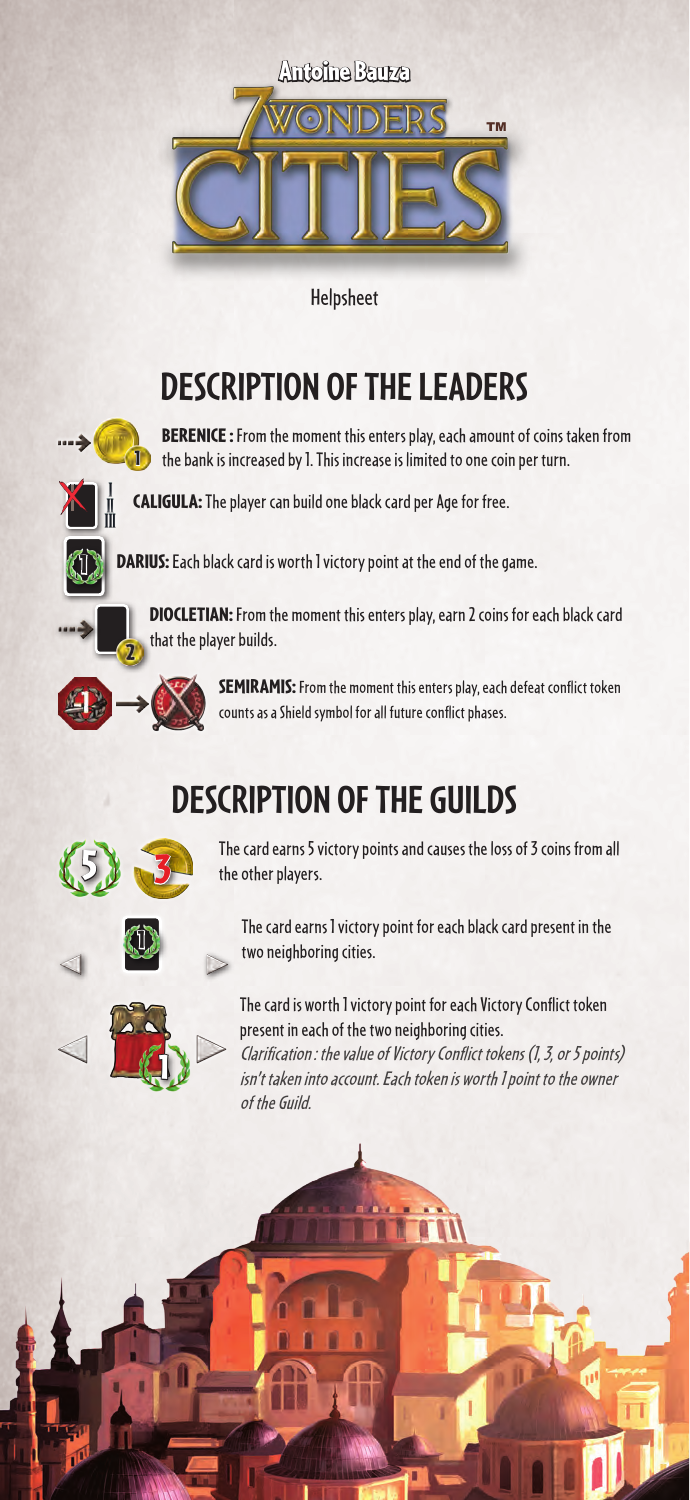Antoine Bauza

7 WONDERS CITIES™

Helpsheet

# DESCRIPTION OF THE LEADERS

**BERENICE :** From the moment this enters play, each amount of coins taken from the bank is increased by 1. This increase is limited to one coin per turn.

**CALIGULA:** The player can build one black card per Age for free.

**DARIUS:** Each black card is worth 1 victory point at the end of the game.

**DIOCLETIAN:** From the moment this enters play, earn 2 coins for each black card that the player builds.

**SEMIRAMIS:** From the moment this enters play, each defeat conflict token counts as a Shield symbol for all future conflict phases.

# DESCRIPTION OF THE GUILDS

The card earns 5 victory points and causes the loss of 3 coins from all the other players.

The card earns 1 victory point for each black card present in the two neighboring cities.

The card is worth 1 victory point for each Victory Conflict token present in each of the two neighboring cities.

*Clarification : the value of Victory Conflict tokens (1, 3, or 5 points) isn't taken into account. Each token is worth 1 point to the owner of the Guild.*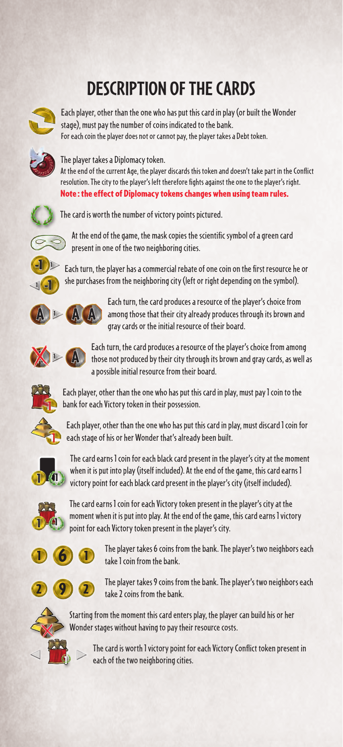# DESCRIPTION OF THE CARDS

Each player, other than the one who has put this card in play (or built the Wonder stage), must pay the number of coins indicated to the bank.
For each coin the player does not or cannot pay, the player takes a Debt token.

The player takes a Diplomacy token.
At the end of the current Age, the player discards this token and doesn't take part in the Conflict resolution. The city to the player's left therefore fights against the one to the player's right.
**Note : the effect of Diplomacy tokens changes when using team rules.**

The card is worth the number of victory points pictured.

At the end of the game, the mask copies the scientific symbol of a green card present in one of the two neighboring cities.

Each turn, the player has a commercial rebate of one coin on the first resource he or she purchases from the neighboring city (left or right depending on the symbol).

Each turn, the card produces a resource of the player's choice from among those that their city already produces through its brown and gray cards or the initial resource of their board.

Each turn, the card produces a resource of the player's choice from among those not produced by their city through its brown and gray cards, as well as a possible initial resource from their board.

Each player, other than the one who has put this card in play, must pay 1 coin to the bank for each Victory token in their possession.

Each player, other than the one who has put this card in play, must discard 1 coin for each stage of his or her Wonder that's already been built.

The card earns 1 coin for each black card present in the player's city at the moment when it is put into play (itself included). At the end of the game, this card earns 1 victory point for each black card present in the player's city (itself included).

The card earns 1 coin for each Victory token present in the player's city at the moment when it is put into play. At the end of the game, this card earns 1 victory point for each Victory token present in the player's city.

The player takes 6 coins from the bank. The player's two neighbors each take 1 coin from the bank.

The player takes 9 coins from the bank. The player's two neighbors each take 2 coins from the bank.

Starting from the moment this card enters play, the player can build his or her Wonder stages without having to pay their resource costs.

The card is worth 1 victory point for each Victory Conflict token present in each of the two neighboring cities.